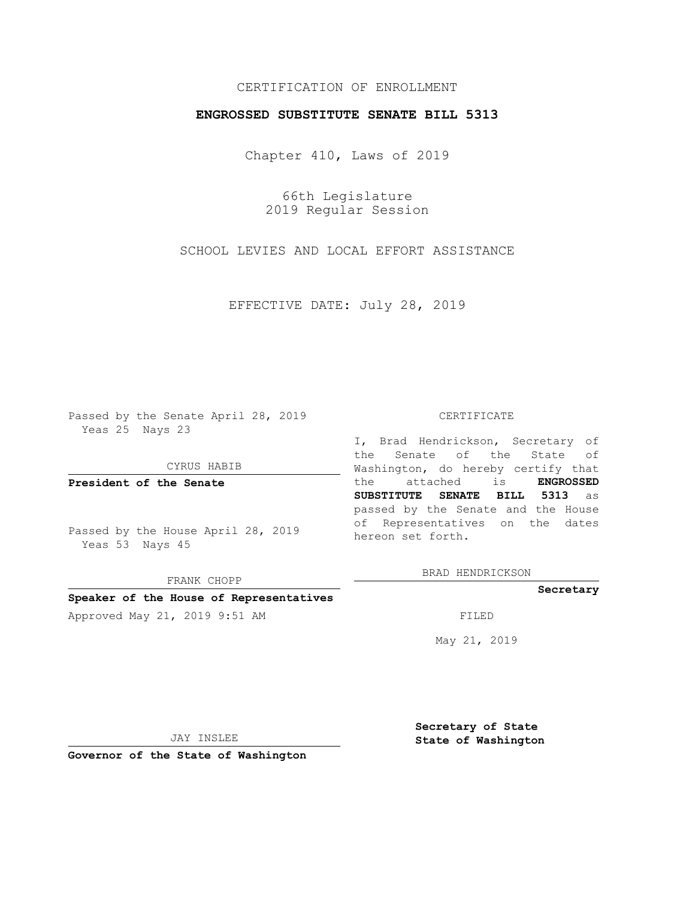CERTIFICATION OF ENROLLMENT

**ENGROSSED SUBSTITUTE SENATE BILL 5313**

Chapter 410, Laws of 2019

66th Legislature
2019 Regular Session

SCHOOL LEVIES AND LOCAL EFFORT ASSISTANCE

EFFECTIVE DATE: July 28, 2019

Passed by the Senate April 28, 2019
Yeas 25 Nays 23

CYRUS HABIB

**President of the Senate**

Passed by the House April 28, 2019
Yeas 53 Nays 45

FRANK CHOPP

**Speaker of the House of Representatives**

Approved May 21, 2019 9:51 AM

JAY INSLEE

**Governor of the State of Washington**

CERTIFICATE

I, Brad Hendrickson, Secretary of the Senate of the State of Washington, do hereby certify that the attached is **ENGROSSED SUBSTITUTE SENATE BILL 5313** as passed by the Senate and the House of Representatives on the dates hereon set forth.

BRAD HENDRICKSON

**Secretary**

FILED

May 21, 2019

**Secretary of State**
**State of Washington**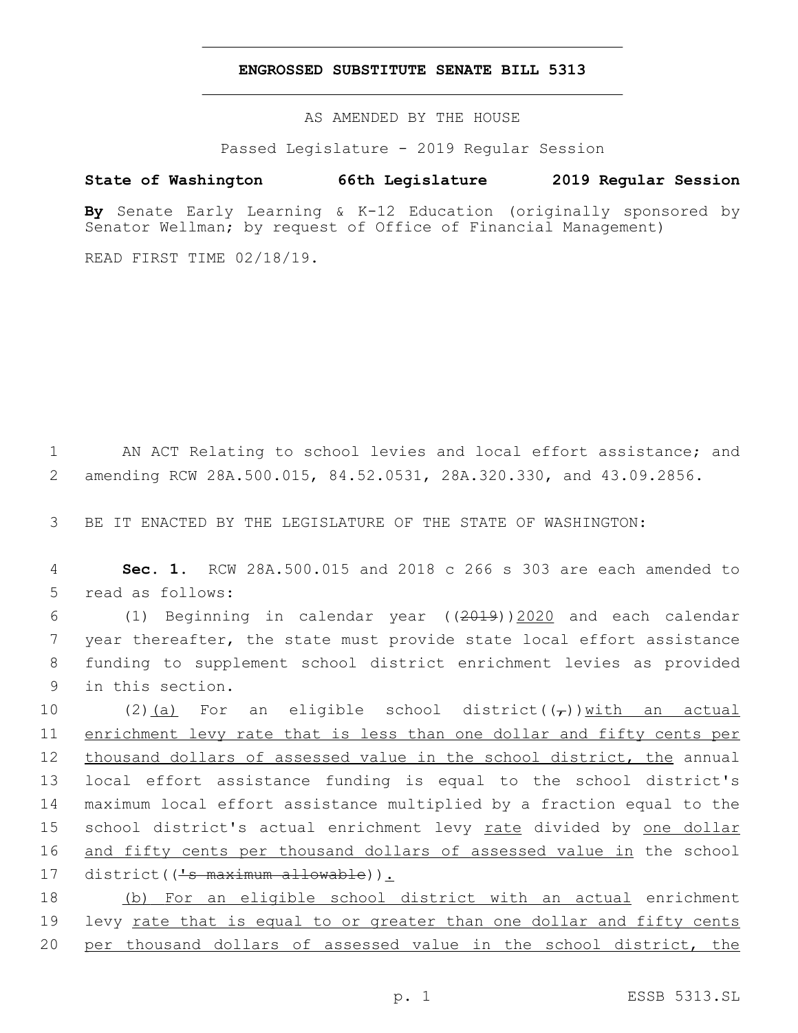**ENGROSSED SUBSTITUTE SENATE BILL 5313**

AS AMENDED BY THE HOUSE

Passed Legislature - 2019 Regular Session

**State of Washington 66th Legislature 2019 Regular Session**

**By** Senate Early Learning & K-12 Education (originally sponsored by Senator Wellman; by request of Office of Financial Management)

READ FIRST TIME 02/18/19.

1 AN ACT Relating to school levies and local effort assistance; and
2 amending RCW 28A.500.015, 84.52.0531, 28A.320.330, and 43.09.2856.

3 BE IT ENACTED BY THE LEGISLATURE OF THE STATE OF WASHINGTON:

4 **Sec. 1.** RCW 28A.500.015 and 2018 c 266 s 303 are each amended to
5 read as follows:

6 (1) Beginning in calendar year ((~~2019~~))2020 and each calendar
7 year thereafter, the state must provide state local effort assistance
8 funding to supplement school district enrichment levies as provided
9 in this section.

10 (2)(a) For an eligible school district((~~,~~))with an actual
11 enrichment levy rate that is less than one dollar and fifty cents per
12 thousand dollars of assessed value in the school district, the annual
13 local effort assistance funding is equal to the school district's
14 maximum local effort assistance multiplied by a fraction equal to the
15 school district's actual enrichment levy rate divided by one dollar
16 and fifty cents per thousand dollars of assessed value in the school
17 district((~~'s maximum allowable~~)).

18 (b) For an eligible school district with an actual enrichment
19 levy rate that is equal to or greater than one dollar and fifty cents
20 per thousand dollars of assessed value in the school district, the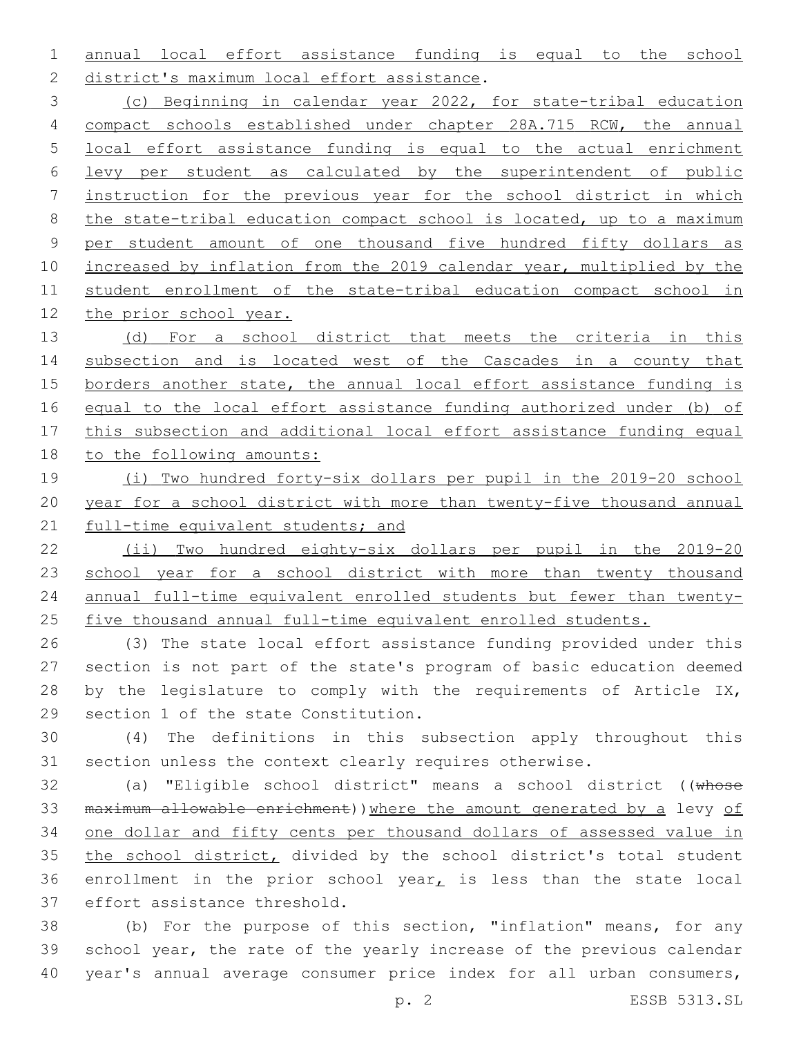annual local effort assistance funding is equal to the school district's maximum local effort assistance.

(c) Beginning in calendar year 2022, for state-tribal education compact schools established under chapter 28A.715 RCW, the annual local effort assistance funding is equal to the actual enrichment levy per student as calculated by the superintendent of public instruction for the previous year for the school district in which the state-tribal education compact school is located, up to a maximum per student amount of one thousand five hundred fifty dollars as increased by inflation from the 2019 calendar year, multiplied by the student enrollment of the state-tribal education compact school in the prior school year.

(d) For a school district that meets the criteria in this subsection and is located west of the Cascades in a county that borders another state, the annual local effort assistance funding is equal to the local effort assistance funding authorized under (b) of this subsection and additional local effort assistance funding equal to the following amounts:

(i) Two hundred forty-six dollars per pupil in the 2019-20 school year for a school district with more than twenty-five thousand annual full-time equivalent students; and

(ii) Two hundred eighty-six dollars per pupil in the 2019-20 school year for a school district with more than twenty thousand annual full-time equivalent enrolled students but fewer than twenty-five thousand annual full-time equivalent enrolled students.

(3) The state local effort assistance funding provided under this section is not part of the state's program of basic education deemed by the legislature to comply with the requirements of Article IX, section 1 of the state Constitution.

(4) The definitions in this subsection apply throughout this section unless the context clearly requires otherwise.

(a) "Eligible school district" means a school district ((~~whose maximum allowable enrichment~~))where the amount generated by a levy of one dollar and fifty cents per thousand dollars of assessed value in the school district, divided by the school district's total student enrollment in the prior school year, is less than the state local effort assistance threshold.

(b) For the purpose of this section, "inflation" means, for any school year, the rate of the yearly increase of the previous calendar year's annual average consumer price index for all urban consumers,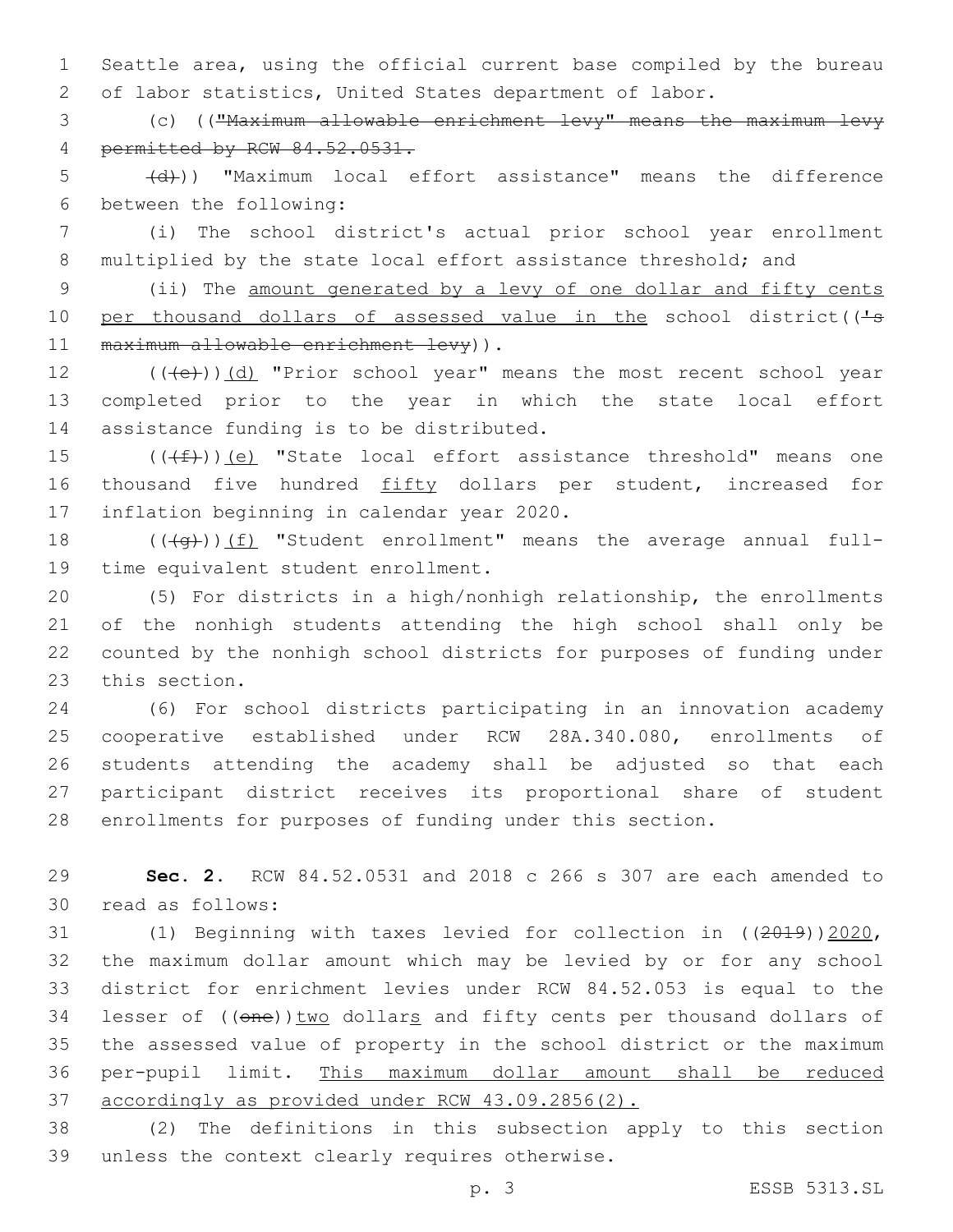Seattle area, using the official current base compiled by the bureau of labor statistics, United States department of labor.

(c) (("Maximum allowable enrichment levy" means the maximum levy permitted by RCW 84.52.0531.

(d))) "Maximum local effort assistance" means the difference between the following:

(i) The school district's actual prior school year enrollment multiplied by the state local effort assistance threshold; and

(ii) The amount generated by a levy of one dollar and fifty cents per thousand dollars of assessed value in the school district(('s maximum allowable enrichment levy)).

(((e)))(d) "Prior school year" means the most recent school year completed prior to the year in which the state local effort assistance funding is to be distributed.

(((f)))(e) "State local effort assistance threshold" means one thousand five hundred fifty dollars per student, increased for inflation beginning in calendar year 2020.

(((g)))(f) "Student enrollment" means the average annual full-time equivalent student enrollment.

(5) For districts in a high/nonhigh relationship, the enrollments of the nonhigh students attending the high school shall only be counted by the nonhigh school districts for purposes of funding under this section.

(6) For school districts participating in an innovation academy cooperative established under RCW 28A.340.080, enrollments of students attending the academy shall be adjusted so that each participant district receives its proportional share of student enrollments for purposes of funding under this section.

**Sec. 2.** RCW 84.52.0531 and 2018 c 266 s 307 are each amended to read as follows:

(1) Beginning with taxes levied for collection in ((2019))2020, the maximum dollar amount which may be levied by or for any school district for enrichment levies under RCW 84.52.053 is equal to the lesser of ((one))two dollars and fifty cents per thousand dollars of the assessed value of property in the school district or the maximum per-pupil limit. This maximum dollar amount shall be reduced accordingly as provided under RCW 43.09.2856(2).

(2) The definitions in this subsection apply to this section unless the context clearly requires otherwise.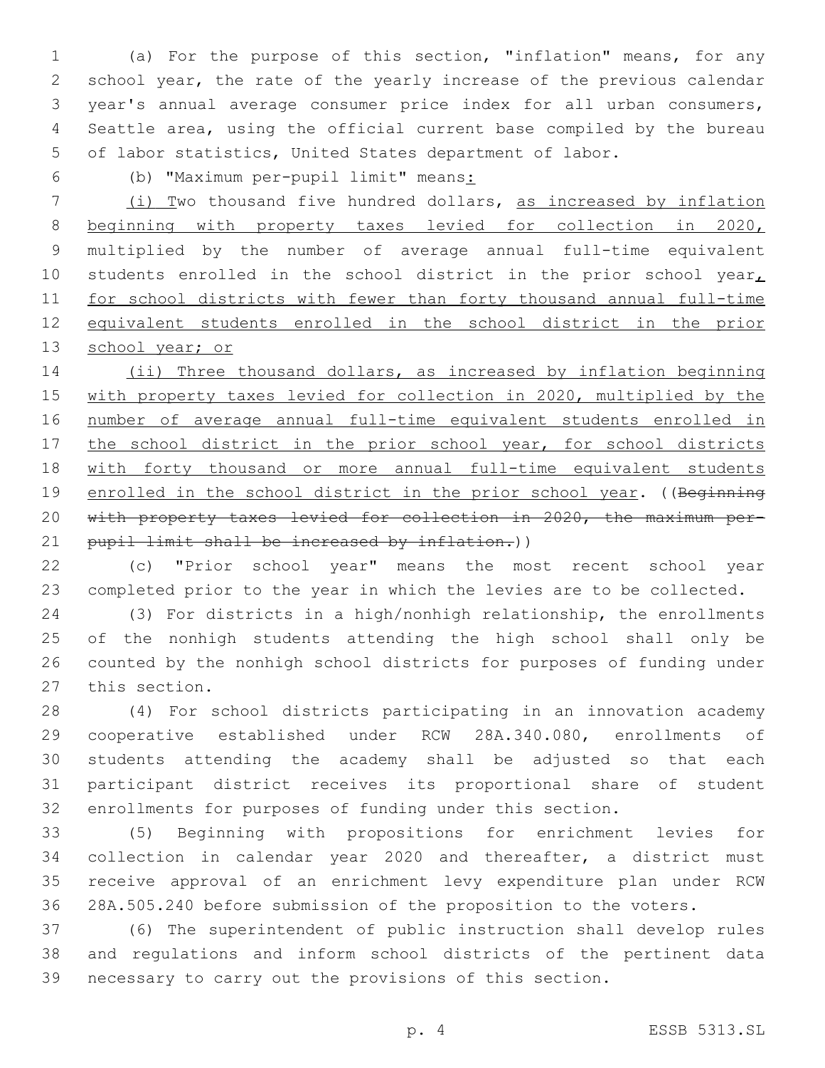(a) For the purpose of this section, "inflation" means, for any school year, the rate of the yearly increase of the previous calendar year's annual average consumer price index for all urban consumers, Seattle area, using the official current base compiled by the bureau of labor statistics, United States department of labor.

(b) "Maximum per-pupil limit" means:

(i) Two thousand five hundred dollars, as increased by inflation beginning with property taxes levied for collection in 2020, multiplied by the number of average annual full-time equivalent students enrolled in the school district in the prior school year, for school districts with fewer than forty thousand annual full-time equivalent students enrolled in the school district in the prior school year; or

(ii) Three thousand dollars, as increased by inflation beginning with property taxes levied for collection in 2020, multiplied by the number of average annual full-time equivalent students enrolled in the school district in the prior school year, for school districts with forty thousand or more annual full-time equivalent students enrolled in the school district in the prior school year. ((~~Beginning with property taxes levied for collection in 2020, the maximum per-pupil limit shall be increased by inflation.~~))

(c) "Prior school year" means the most recent school year completed prior to the year in which the levies are to be collected.

(3) For districts in a high/nonhigh relationship, the enrollments of the nonhigh students attending the high school shall only be counted by the nonhigh school districts for purposes of funding under this section.

(4) For school districts participating in an innovation academy cooperative established under RCW 28A.340.080, enrollments of students attending the academy shall be adjusted so that each participant district receives its proportional share of student enrollments for purposes of funding under this section.

(5) Beginning with propositions for enrichment levies for collection in calendar year 2020 and thereafter, a district must receive approval of an enrichment levy expenditure plan under RCW 28A.505.240 before submission of the proposition to the voters.

(6) The superintendent of public instruction shall develop rules and regulations and inform school districts of the pertinent data necessary to carry out the provisions of this section.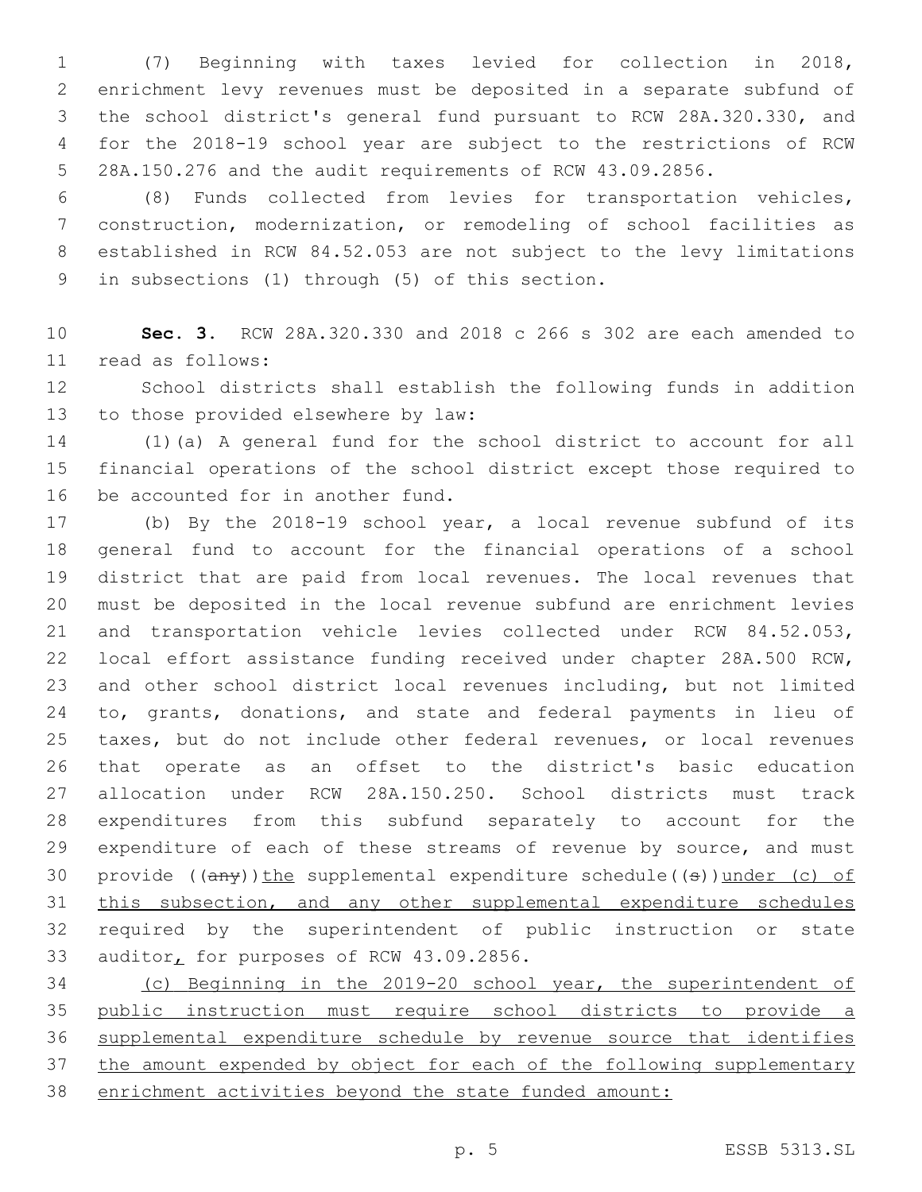(7) Beginning with taxes levied for collection in 2018, enrichment levy revenues must be deposited in a separate subfund of the school district's general fund pursuant to RCW 28A.320.330, and for the 2018-19 school year are subject to the restrictions of RCW 28A.150.276 and the audit requirements of RCW 43.09.2856.

(8) Funds collected from levies for transportation vehicles, construction, modernization, or remodeling of school facilities as established in RCW 84.52.053 are not subject to the levy limitations in subsections (1) through (5) of this section.

**Sec. 3.** RCW 28A.320.330 and 2018 c 266 s 302 are each amended to read as follows:

School districts shall establish the following funds in addition to those provided elsewhere by law:

(1)(a) A general fund for the school district to account for all financial operations of the school district except those required to be accounted for in another fund.

(b) By the 2018-19 school year, a local revenue subfund of its general fund to account for the financial operations of a school district that are paid from local revenues. The local revenues that must be deposited in the local revenue subfund are enrichment levies and transportation vehicle levies collected under RCW 84.52.053, local effort assistance funding received under chapter 28A.500 RCW, and other school district local revenues including, but not limited to, grants, donations, and state and federal payments in lieu of taxes, but do not include other federal revenues, or local revenues that operate as an offset to the district's basic education allocation under RCW 28A.150.250. School districts must track expenditures from this subfund separately to account for the expenditure of each of these streams of revenue by source, and must provide ((~~any~~))<u>the</u> supplemental expenditure schedule((~~s~~))<u>under (c) of this subsection, and any other supplemental expenditure schedules</u> required by the superintendent of public instruction or state auditor<u>,</u> for purposes of RCW 43.09.2856.

<u>(c) Beginning in the 2019-20 school year, the superintendent of public instruction must require school districts to provide a supplemental expenditure schedule by revenue source that identifies the amount expended by object for each of the following supplementary enrichment activities beyond the state funded amount:</u>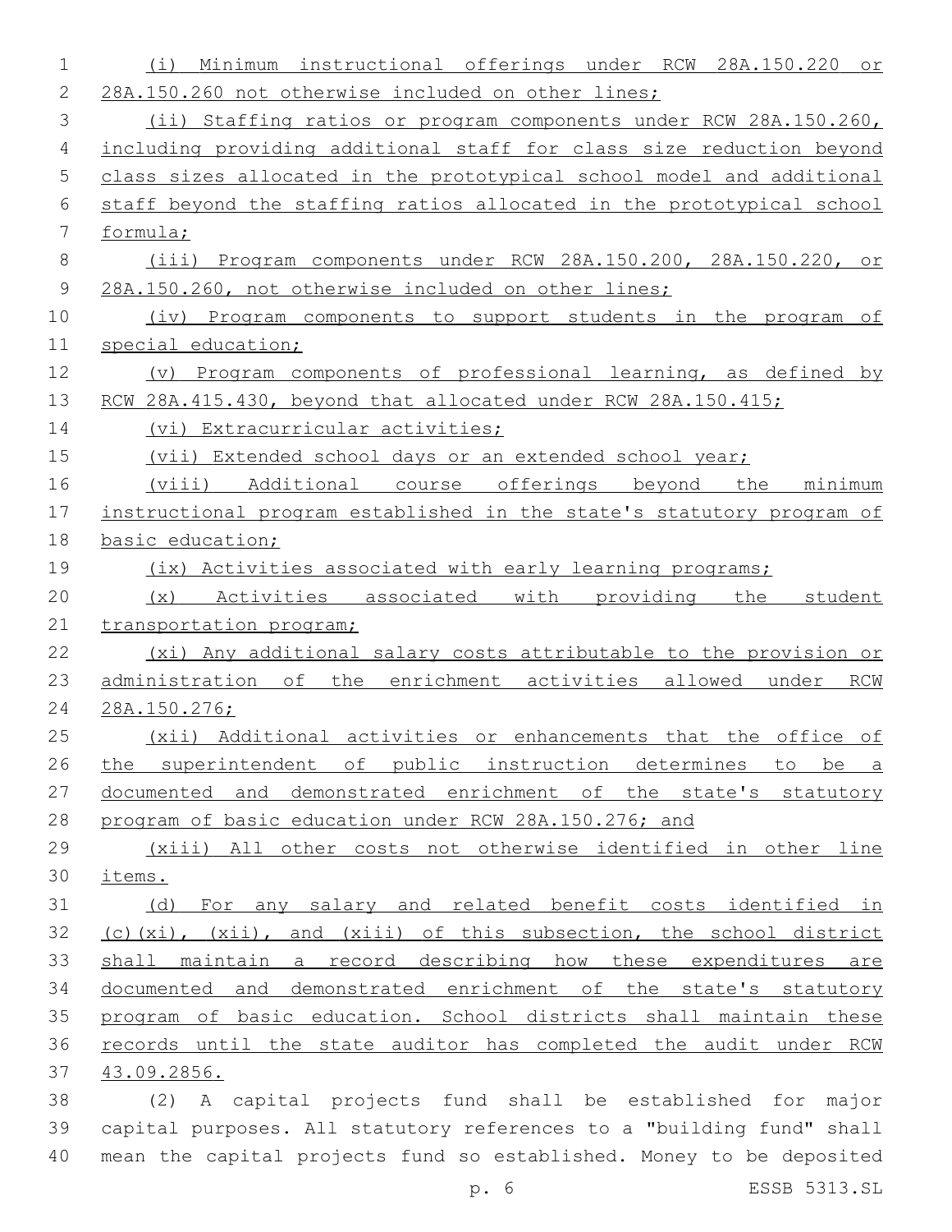(i) Minimum instructional offerings under RCW 28A.150.220 or 28A.150.260 not otherwise included on other lines;

(ii) Staffing ratios or program components under RCW 28A.150.260, including providing additional staff for class size reduction beyond class sizes allocated in the prototypical school model and additional staff beyond the staffing ratios allocated in the prototypical school formula;

(iii) Program components under RCW 28A.150.200, 28A.150.220, or 28A.150.260, not otherwise included on other lines;

(iv) Program components to support students in the program of special education;

(v) Program components of professional learning, as defined by RCW 28A.415.430, beyond that allocated under RCW 28A.150.415;

(vi) Extracurricular activities;

(vii) Extended school days or an extended school year;

(viii) Additional course offerings beyond the minimum instructional program established in the state's statutory program of basic education;

(ix) Activities associated with early learning programs;

(x) Activities associated with providing the student transportation program;

(xi) Any additional salary costs attributable to the provision or administration of the enrichment activities allowed under RCW 28A.150.276;

(xii) Additional activities or enhancements that the office of the superintendent of public instruction determines to be a documented and demonstrated enrichment of the state's statutory program of basic education under RCW 28A.150.276; and

(xiii) All other costs not otherwise identified in other line items.

(d) For any salary and related benefit costs identified in (c)(xi), (xii), and (xiii) of this subsection, the school district shall maintain a record describing how these expenditures are documented and demonstrated enrichment of the state's statutory program of basic education. School districts shall maintain these records until the state auditor has completed the audit under RCW 43.09.2856.

(2) A capital projects fund shall be established for major capital purposes. All statutory references to a "building fund" shall mean the capital projects fund so established. Money to be deposited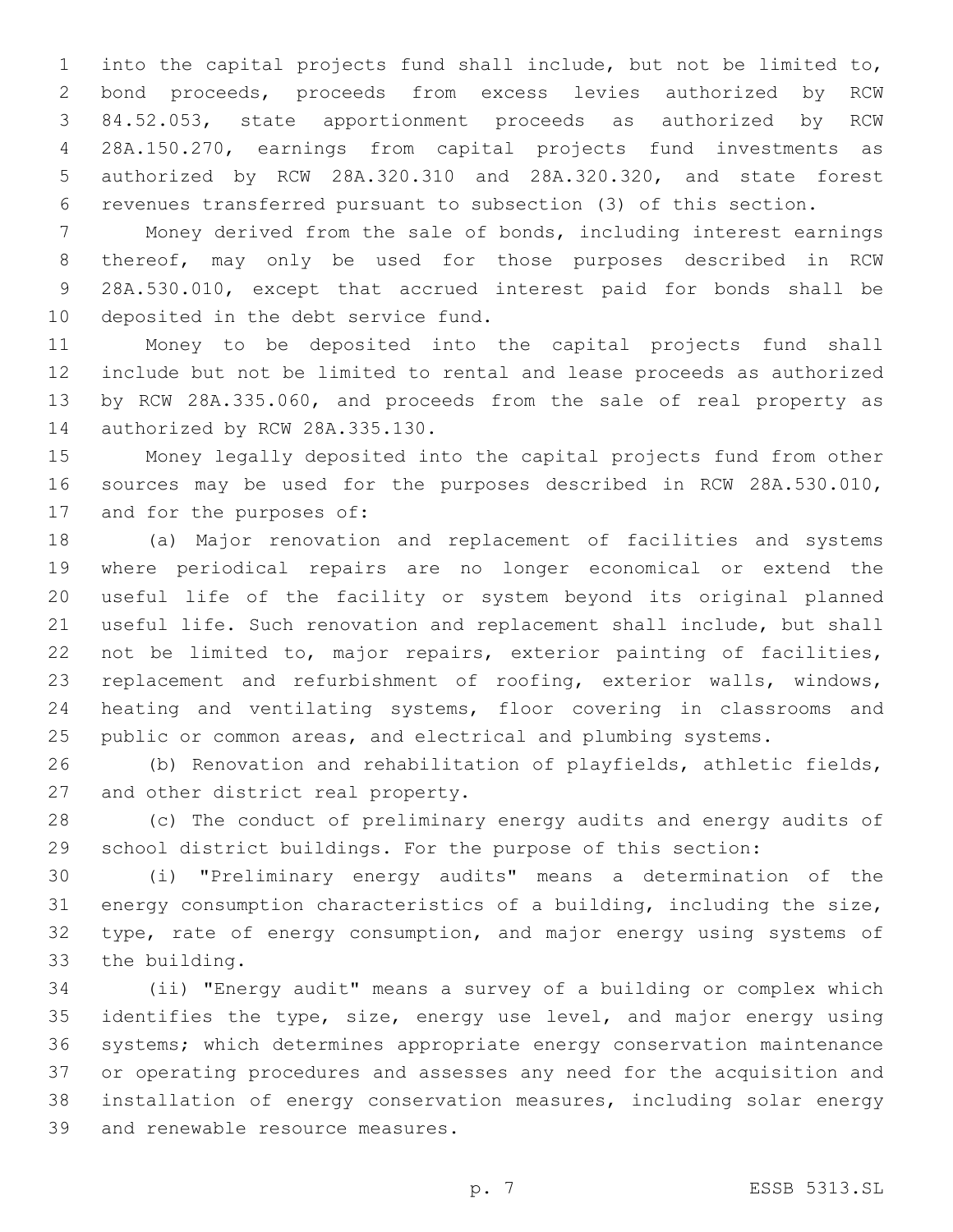into the capital projects fund shall include, but not be limited to, bond proceeds, proceeds from excess levies authorized by RCW 84.52.053, state apportionment proceeds as authorized by RCW 28A.150.270, earnings from capital projects fund investments as authorized by RCW 28A.320.310 and 28A.320.320, and state forest revenues transferred pursuant to subsection (3) of this section.

Money derived from the sale of bonds, including interest earnings thereof, may only be used for those purposes described in RCW 28A.530.010, except that accrued interest paid for bonds shall be deposited in the debt service fund.

Money to be deposited into the capital projects fund shall include but not be limited to rental and lease proceeds as authorized by RCW 28A.335.060, and proceeds from the sale of real property as authorized by RCW 28A.335.130.

Money legally deposited into the capital projects fund from other sources may be used for the purposes described in RCW 28A.530.010, and for the purposes of:

(a) Major renovation and replacement of facilities and systems where periodical repairs are no longer economical or extend the useful life of the facility or system beyond its original planned useful life. Such renovation and replacement shall include, but shall not be limited to, major repairs, exterior painting of facilities, replacement and refurbishment of roofing, exterior walls, windows, heating and ventilating systems, floor covering in classrooms and public or common areas, and electrical and plumbing systems.

(b) Renovation and rehabilitation of playfields, athletic fields, and other district real property.

(c) The conduct of preliminary energy audits and energy audits of school district buildings. For the purpose of this section:

(i) "Preliminary energy audits" means a determination of the energy consumption characteristics of a building, including the size, type, rate of energy consumption, and major energy using systems of the building.

(ii) "Energy audit" means a survey of a building or complex which identifies the type, size, energy use level, and major energy using systems; which determines appropriate energy conservation maintenance or operating procedures and assesses any need for the acquisition and installation of energy conservation measures, including solar energy and renewable resource measures.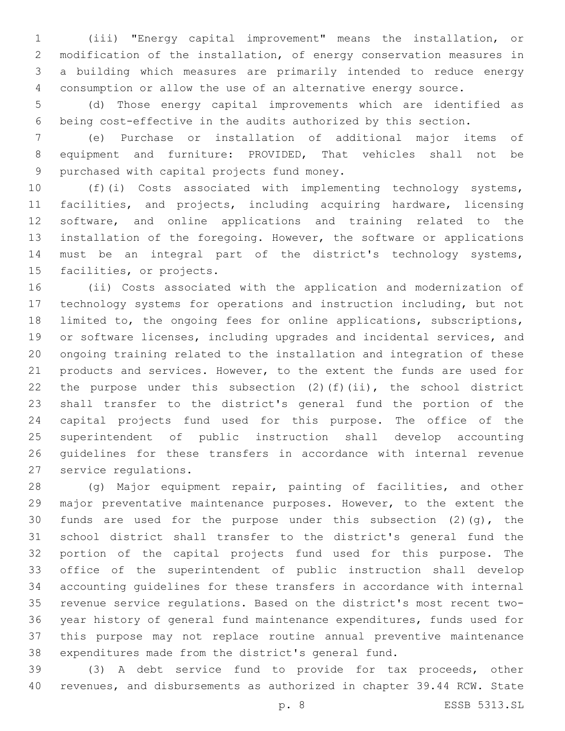(iii) "Energy capital improvement" means the installation, or modification of the installation, of energy conservation measures in a building which measures are primarily intended to reduce energy consumption or allow the use of an alternative energy source.

(d) Those energy capital improvements which are identified as being cost-effective in the audits authorized by this section.

(e) Purchase or installation of additional major items of equipment and furniture: PROVIDED, That vehicles shall not be purchased with capital projects fund money.

(f)(i) Costs associated with implementing technology systems, facilities, and projects, including acquiring hardware, licensing software, and online applications and training related to the installation of the foregoing. However, the software or applications must be an integral part of the district's technology systems, facilities, or projects.

(ii) Costs associated with the application and modernization of technology systems for operations and instruction including, but not limited to, the ongoing fees for online applications, subscriptions, or software licenses, including upgrades and incidental services, and ongoing training related to the installation and integration of these products and services. However, to the extent the funds are used for the purpose under this subsection (2)(f)(ii), the school district shall transfer to the district's general fund the portion of the capital projects fund used for this purpose. The office of the superintendent of public instruction shall develop accounting guidelines for these transfers in accordance with internal revenue service regulations.

(g) Major equipment repair, painting of facilities, and other major preventative maintenance purposes. However, to the extent the funds are used for the purpose under this subsection (2)(g), the school district shall transfer to the district's general fund the portion of the capital projects fund used for this purpose. The office of the superintendent of public instruction shall develop accounting guidelines for these transfers in accordance with internal revenue service regulations. Based on the district's most recent two-year history of general fund maintenance expenditures, funds used for this purpose may not replace routine annual preventive maintenance expenditures made from the district's general fund.

(3) A debt service fund to provide for tax proceeds, other revenues, and disbursements as authorized in chapter 39.44 RCW. State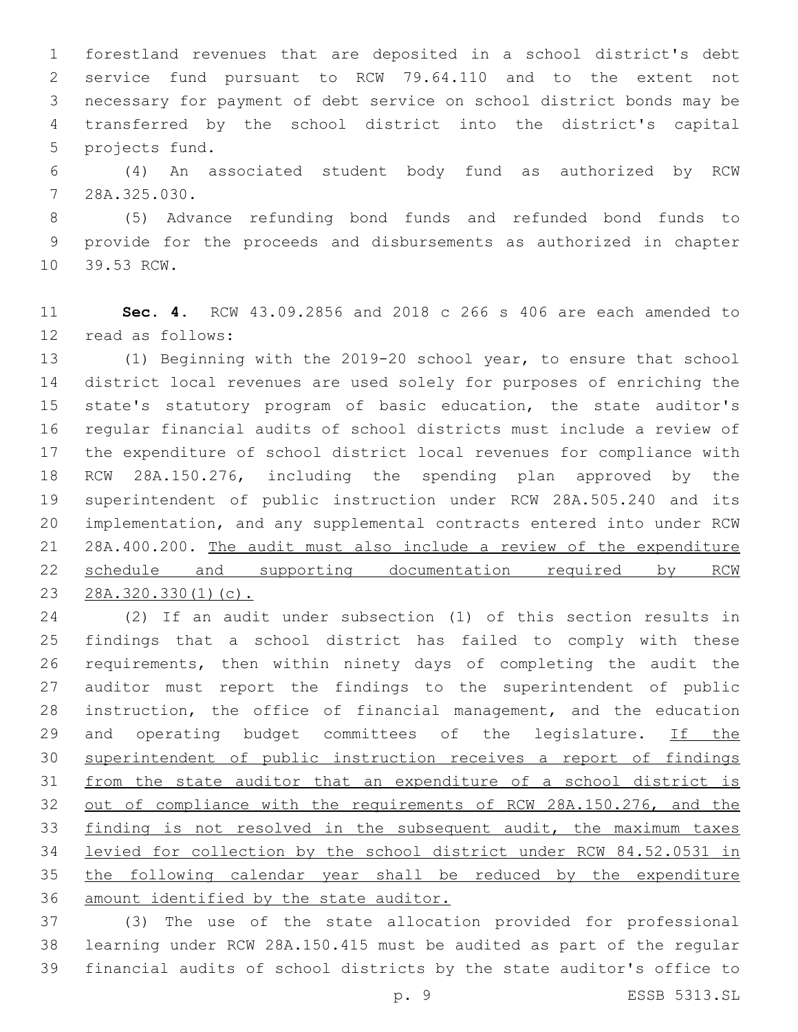forestland revenues that are deposited in a school district's debt service fund pursuant to RCW 79.64.110 and to the extent not necessary for payment of debt service on school district bonds may be transferred by the school district into the district's capital projects fund.

(4) An associated student body fund as authorized by RCW 28A.325.030.

(5) Advance refunding bond funds and refunded bond funds to provide for the proceeds and disbursements as authorized in chapter 39.53 RCW.

**Sec. 4.** RCW 43.09.2856 and 2018 c 266 s 406 are each amended to read as follows:

(1) Beginning with the 2019-20 school year, to ensure that school district local revenues are used solely for purposes of enriching the state's statutory program of basic education, the state auditor's regular financial audits of school districts must include a review of the expenditure of school district local revenues for compliance with RCW 28A.150.276, including the spending plan approved by the superintendent of public instruction under RCW 28A.505.240 and its implementation, and any supplemental contracts entered into under RCW 28A.400.200. <u>The audit must also include a review of the expenditure schedule and supporting documentation required by RCW 28A.320.330(1)(c).</u>

(2) If an audit under subsection (1) of this section results in findings that a school district has failed to comply with these requirements, then within ninety days of completing the audit the auditor must report the findings to the superintendent of public instruction, the office of financial management, and the education and operating budget committees of the legislature. <u>If the superintendent of public instruction receives a report of findings from the state auditor that an expenditure of a school district is out of compliance with the requirements of RCW 28A.150.276, and the finding is not resolved in the subsequent audit, the maximum taxes levied for collection by the school district under RCW 84.52.0531 in the following calendar year shall be reduced by the expenditure amount identified by the state auditor.</u>

(3) The use of the state allocation provided for professional learning under RCW 28A.150.415 must be audited as part of the regular financial audits of school districts by the state auditor's office to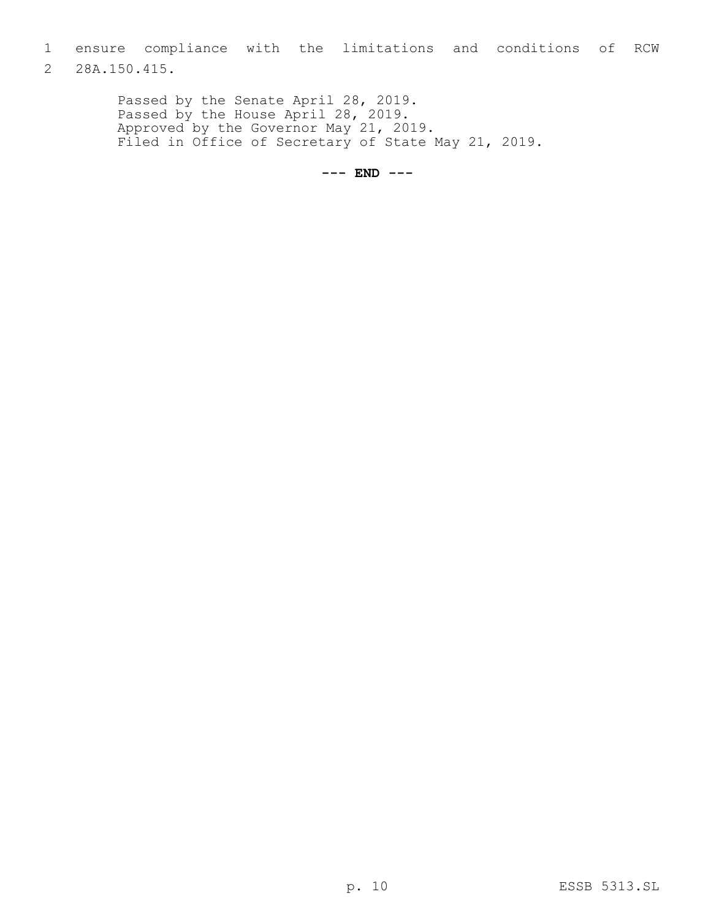ensure compliance with the limitations and conditions of RCW 28A.150.415.

Passed by the Senate April 28, 2019.
Passed by the House April 28, 2019.
Approved by the Governor May 21, 2019.
Filed in Office of Secretary of State May 21, 2019.

**--- END ---**